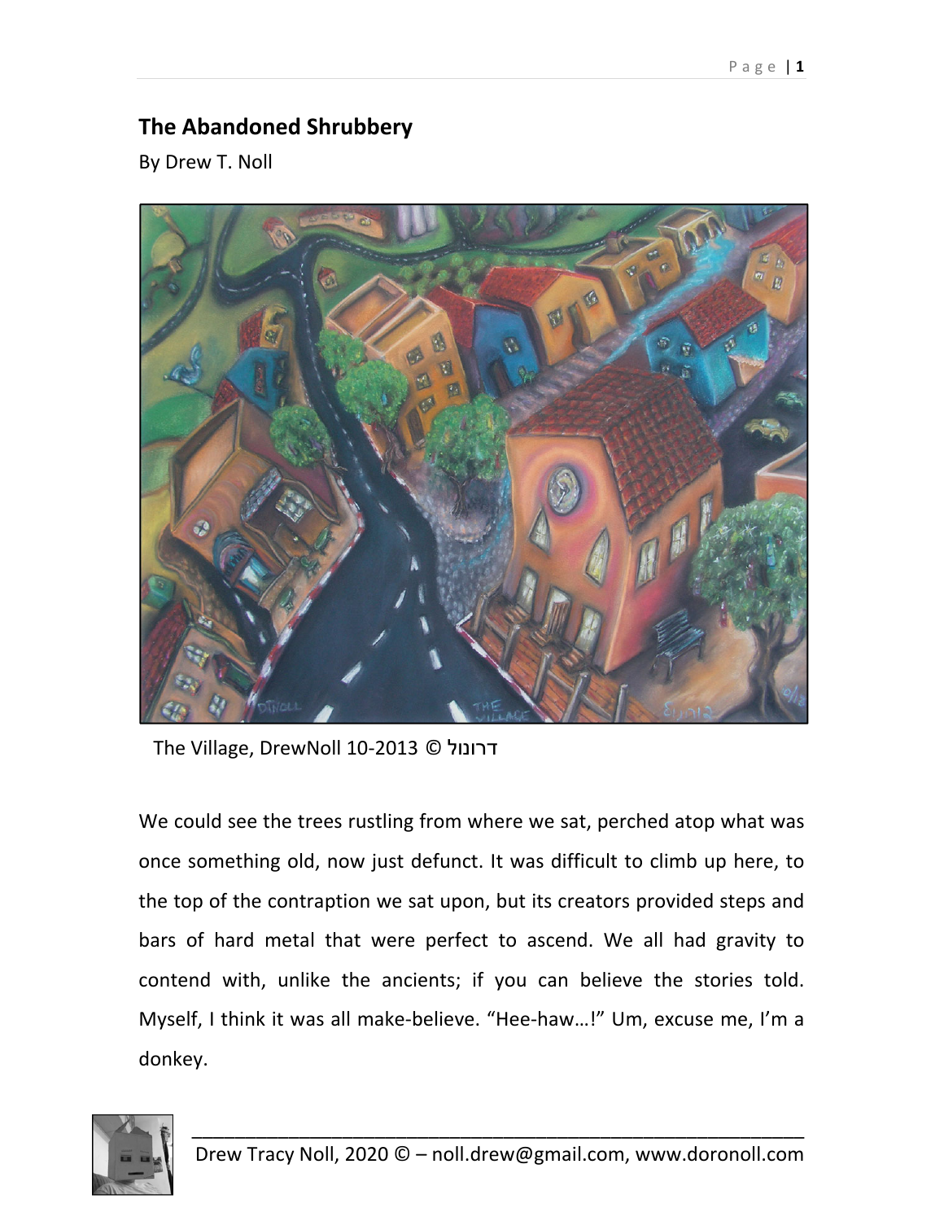## The Abandoned Shrubbery

By Drew T. Noll

The Village, DrewNoll 10-2013 © דרונול

We could see the trees rustling from where we sat, perched atop what was once something old, now just defunct. It was difficult to climb up here, to the top of the contraption we sat upon, but its creators provided steps and bars of hard metal that were perfect to ascend. We all had gravity to contend with, unlike the ancients; if you can believe the stories told. Myself, I think it was all make-believe. “Hee-haw…!” Um, excuse me, I’m a donkey.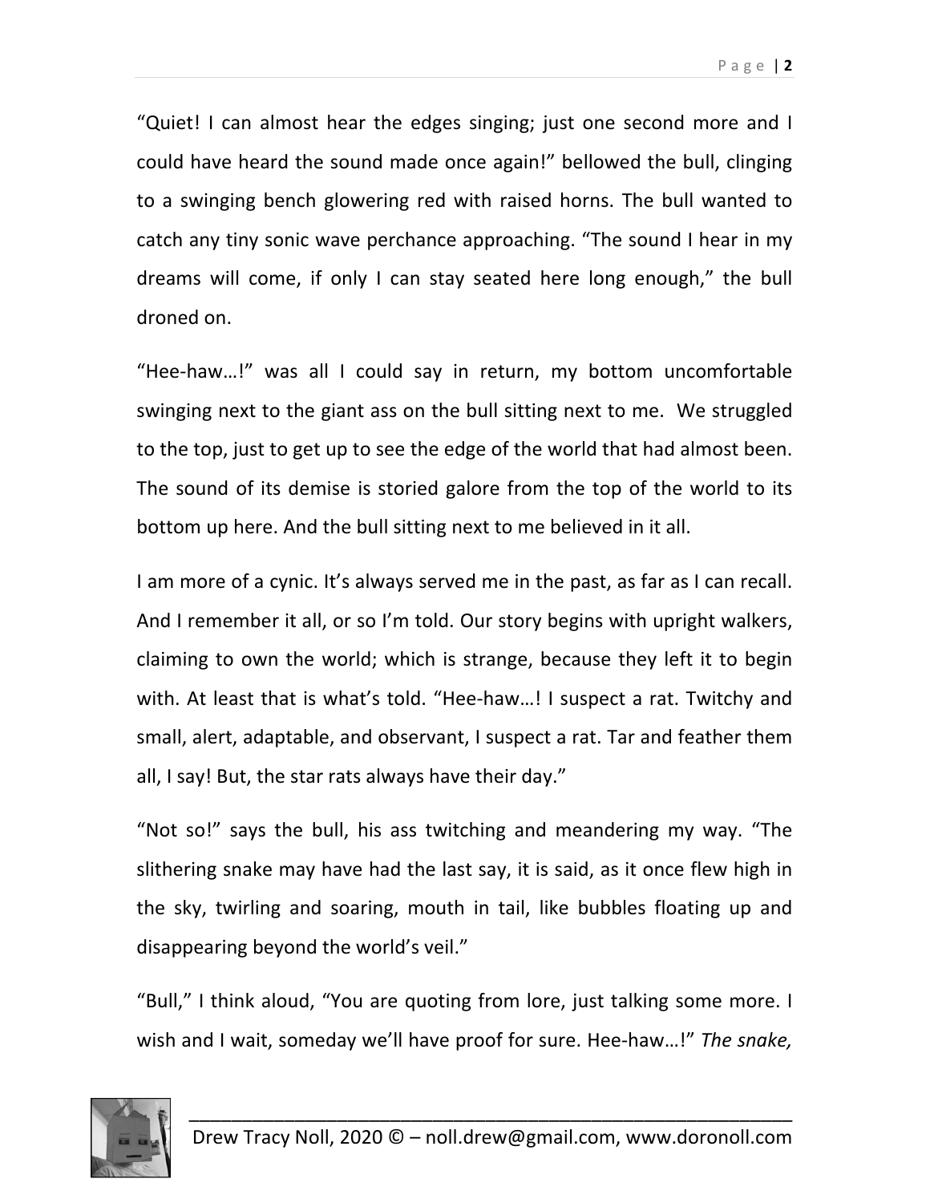"Quiet! I can almost hear the edges singing; just one second more and I could have heard the sound made once again!" bellowed the bull, clinging to a swinging bench glowering red with raised horns. The bull wanted to catch any tiny sonic wave perchance approaching. "The sound I hear in my dreams will come, if only I can stay seated here long enough," the bull droned on.

"Hee-haw…!" was all I could say in return, my bottom uncomfortable swinging next to the giant ass on the bull sitting next to me. We struggled to the top, just to get up to see the edge of the world that had almost been. The sound of its demise is storied galore from the top of the world to its bottom up here. And the bull sitting next to me believed in it all.

I am more of a cynic. It's always served me in the past, as far as I can recall. And I remember it all, or so I'm told. Our story begins with upright walkers, claiming to own the world; which is strange, because they left it to begin with. At least that is what's told. "Hee-haw…! I suspect a rat. Twitchy and small, alert, adaptable, and observant, I suspect a rat. Tar and feather them all, I say! But, the star rats always have their day."

"Not so!" says the bull, his ass twitching and meandering my way. "The slithering snake may have had the last say, it is said, as it once flew high in the sky, twirling and soaring, mouth in tail, like bubbles floating up and disappearing beyond the world's veil."

"Bull," I think aloud, "You are quoting from lore, just talking some more. I wish and I wait, someday we'll have proof for sure. Hee-haw…!" *The snake,*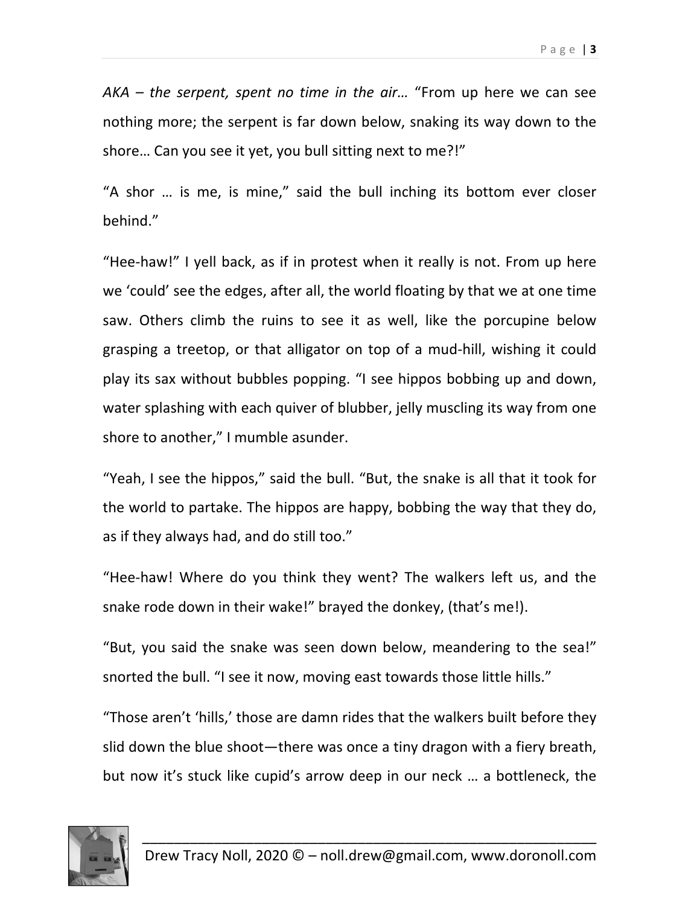*AKA – the serpent, spent no time in the air…* "From up here we can see nothing more; the serpent is far down below, snaking its way down to the shore… Can you see it yet, you bull sitting next to me?!"

"A shor … is me, is mine," said the bull inching its bottom ever closer behind."

"Hee-haw!" I yell back, as if in protest when it really is not. From up here we 'could' see the edges, after all, the world floating by that we at one time saw. Others climb the ruins to see it as well, like the porcupine below grasping a treetop, or that alligator on top of a mud-hill, wishing it could play its sax without bubbles popping. "I see hippos bobbing up and down, water splashing with each quiver of blubber, jelly muscling its way from one shore to another," I mumble asunder.

"Yeah, I see the hippos," said the bull. "But, the snake is all that it took for the world to partake. The hippos are happy, bobbing the way that they do, as if they always had, and do still too."

"Hee-haw! Where do you think they went? The walkers left us, and the snake rode down in their wake!" brayed the donkey, (that's me!).

"But, you said the snake was seen down below, meandering to the sea!" snorted the bull. "I see it now, moving east towards those little hills."

"Those aren't 'hills,' those are damn rides that the walkers built before they slid down the blue shoot—there was once a tiny dragon with a fiery breath, but now it's stuck like cupid's arrow deep in our neck … a bottleneck, the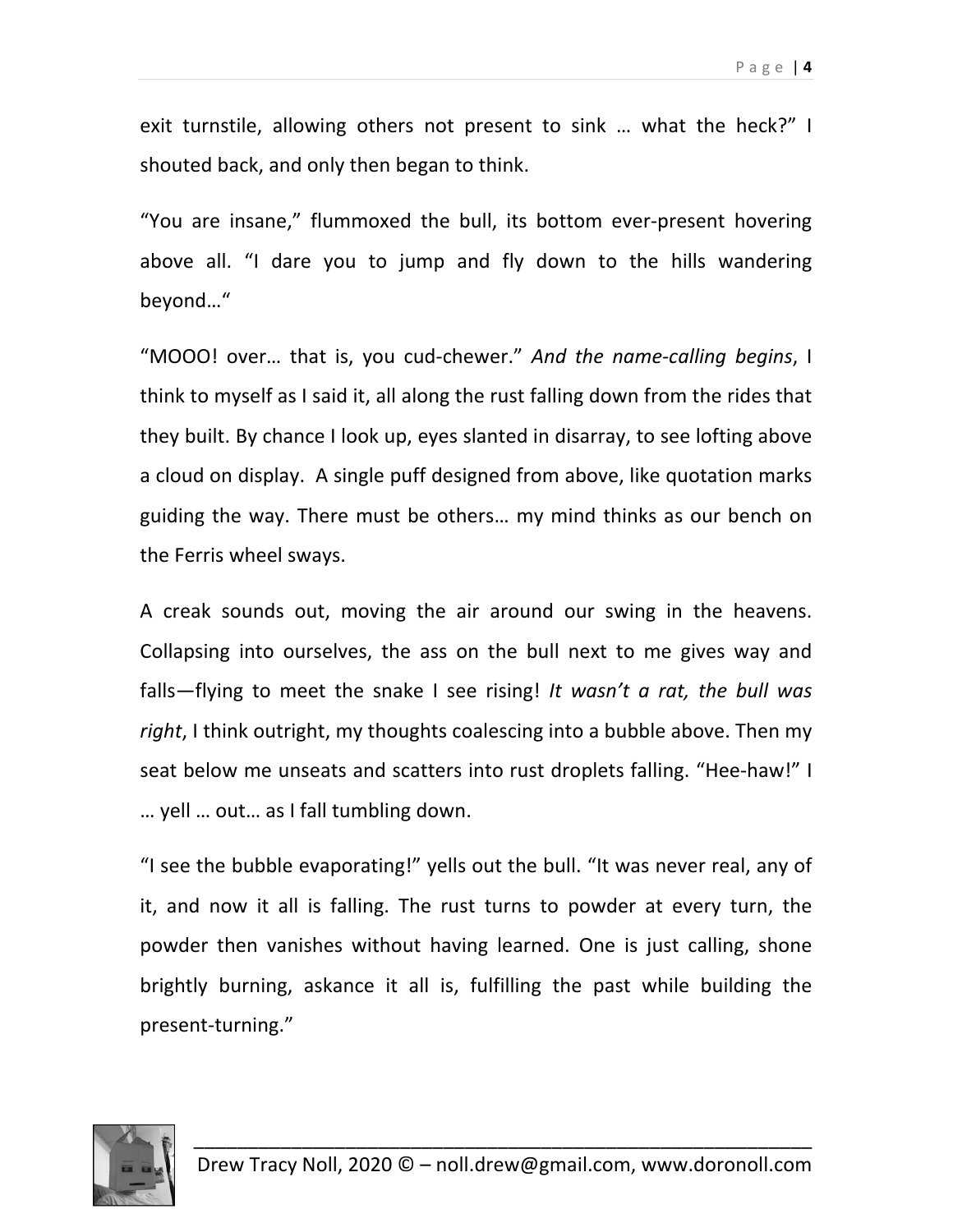exit turnstile, allowing others not present to sink … what the heck?" I shouted back, and only then began to think.

"You are insane," flummoxed the bull, its bottom ever-present hovering above all. "I dare you to jump and fly down to the hills wandering beyond…"

"MOOO! over… that is, you cud-chewer." *And the name-calling begins*, I think to myself as I said it, all along the rust falling down from the rides that they built. By chance I look up, eyes slanted in disarray, to see lofting above a cloud on display. A single puff designed from above, like quotation marks guiding the way. There must be others… my mind thinks as our bench on the Ferris wheel sways.

A creak sounds out, moving the air around our swing in the heavens. Collapsing into ourselves, the ass on the bull next to me gives way and falls—flying to meet the snake I see rising! *It wasn't a rat, the bull was right*, I think outright, my thoughts coalescing into a bubble above. Then my seat below me unseats and scatters into rust droplets falling. "Hee-haw!" I … yell … out… as I fall tumbling down.

"I see the bubble evaporating!" yells out the bull. "It was never real, any of it, and now it all is falling. The rust turns to powder at every turn, the powder then vanishes without having learned. One is just calling, shone brightly burning, askance it all is, fulfilling the past while building the present-turning."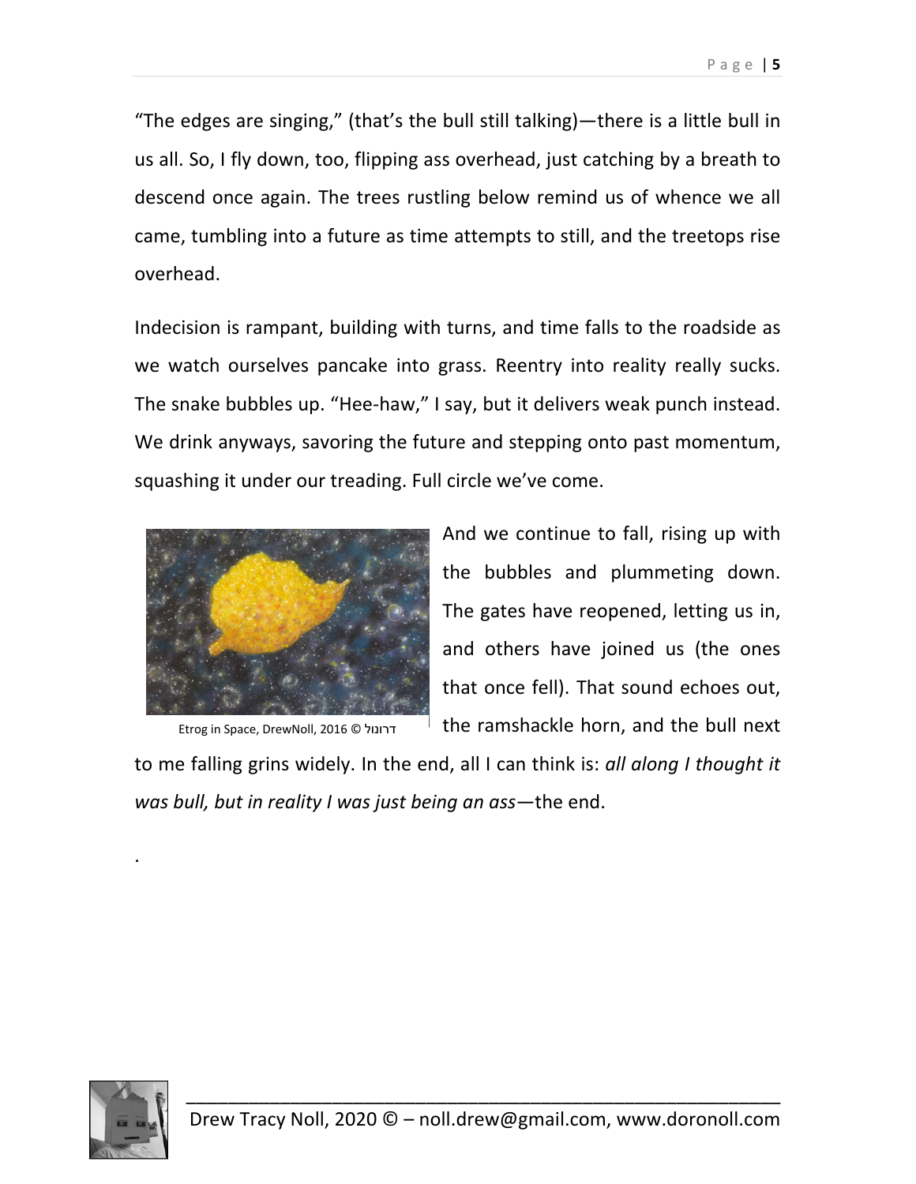"The edges are singing," (that's the bull still talking)—there is a little bull in us all. So, I fly down, too, flipping ass overhead, just catching by a breath to descend once again. The trees rustling below remind us of whence we all came, tumbling into a future as time attempts to still, and the treetops rise overhead.

Indecision is rampant, building with turns, and time falls to the roadside as we watch ourselves pancake into grass. Reentry into reality really sucks. The snake bubbles up. "Hee-haw," I say, but it delivers weak punch instead. We drink anyways, savoring the future and stepping onto past momentum, squashing it under our treading. Full circle we've come.

Etrog in Space, DrewNoll, 2016 © דרונול

And we continue to fall, rising up with the bubbles and plummeting down. The gates have reopened, letting us in, and others have joined us (the ones that once fell). That sound echoes out, the ramshackle horn, and the bull next to me falling grins widely. In the end, all I can think is: *all along I thought it was bull, but in reality I was just being an ass*—the end.

.